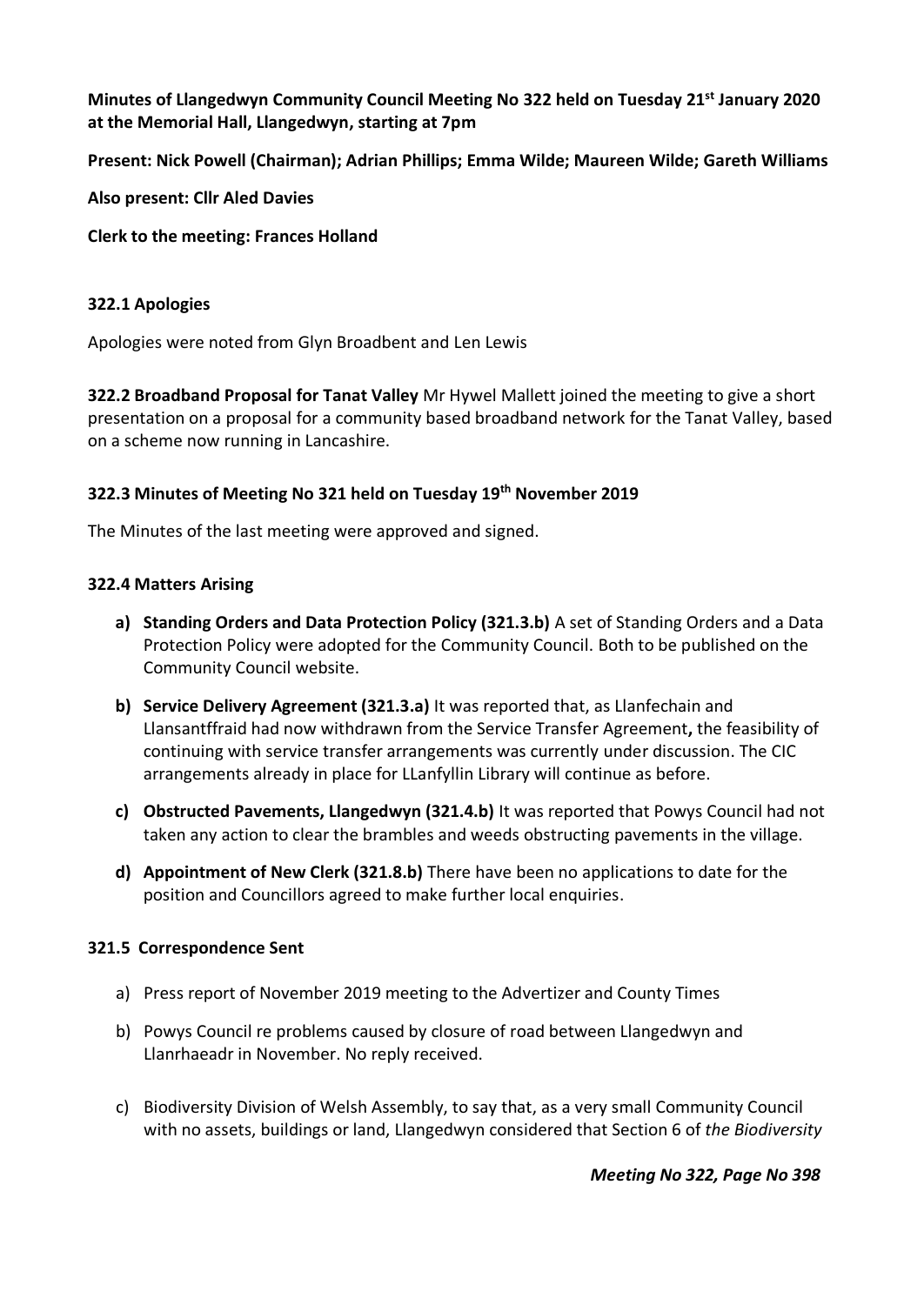**Minutes of Llangedwyn Community Council Meeting No 322 held on Tuesday 21st January 2020 at the Memorial Hall, Llangedwyn, starting at 7pm**

**Present: Nick Powell (Chairman); Adrian Phillips; Emma Wilde; Maureen Wilde; Gareth Williams**

**Also present: Cllr Aled Davies**

**Clerk to the meeting: Frances Holland**

### 322.1 Apologies

Apologies were noted from Glyn Broadbent and Len Lewis

**322.2 Broadband Proposal for Tanat Valley** Mr Hywel Mallett joined the meeting to give a short presentation on a proposal for a community based broadband network for the Tanat Valley, based on a scheme now running in Lancashire.

### 322.3 Minutes of Meeting No 321 held on Tuesday 19th November 2019

The Minutes of the last meeting were approved and signed.

### 322.4 Matters Arising

a) **Standing Orders and Data Protection Policy (321.3.b)** A set of Standing Orders and a Data Protection Policy were adopted for the Community Council. Both to be published on the Community Council website.

b) **Service Delivery Agreement (321.3.a)** It was reported that, as Llanfechain and Llansantffraid had now withdrawn from the Service Transfer Agreement**,** the feasibility of continuing with service transfer arrangements was currently under discussion. The CIC arrangements already in place for LLanfyllin Library will continue as before.

c) **Obstructed Pavements, Llangedwyn (321.4.b)** It was reported that Powys Council had not taken any action to clear the brambles and weeds obstructing pavements in the village.

d) **Appointment of New Clerk (321.8.b)** There have been no applications to date for the position and Councillors agreed to make further local enquiries.

### 321.5 Correspondence Sent

a) Press report of November 2019 meeting to the Advertizer and County Times

b) Powys Council re problems caused by closure of road between Llangedwyn and Llanrhaeadr in November. No reply received.

c) Biodiversity Division of Welsh Assembly, to say that, as a very small Community Council with no assets, buildings or land, Llangedwyn considered that Section 6 of *the Biodiversity*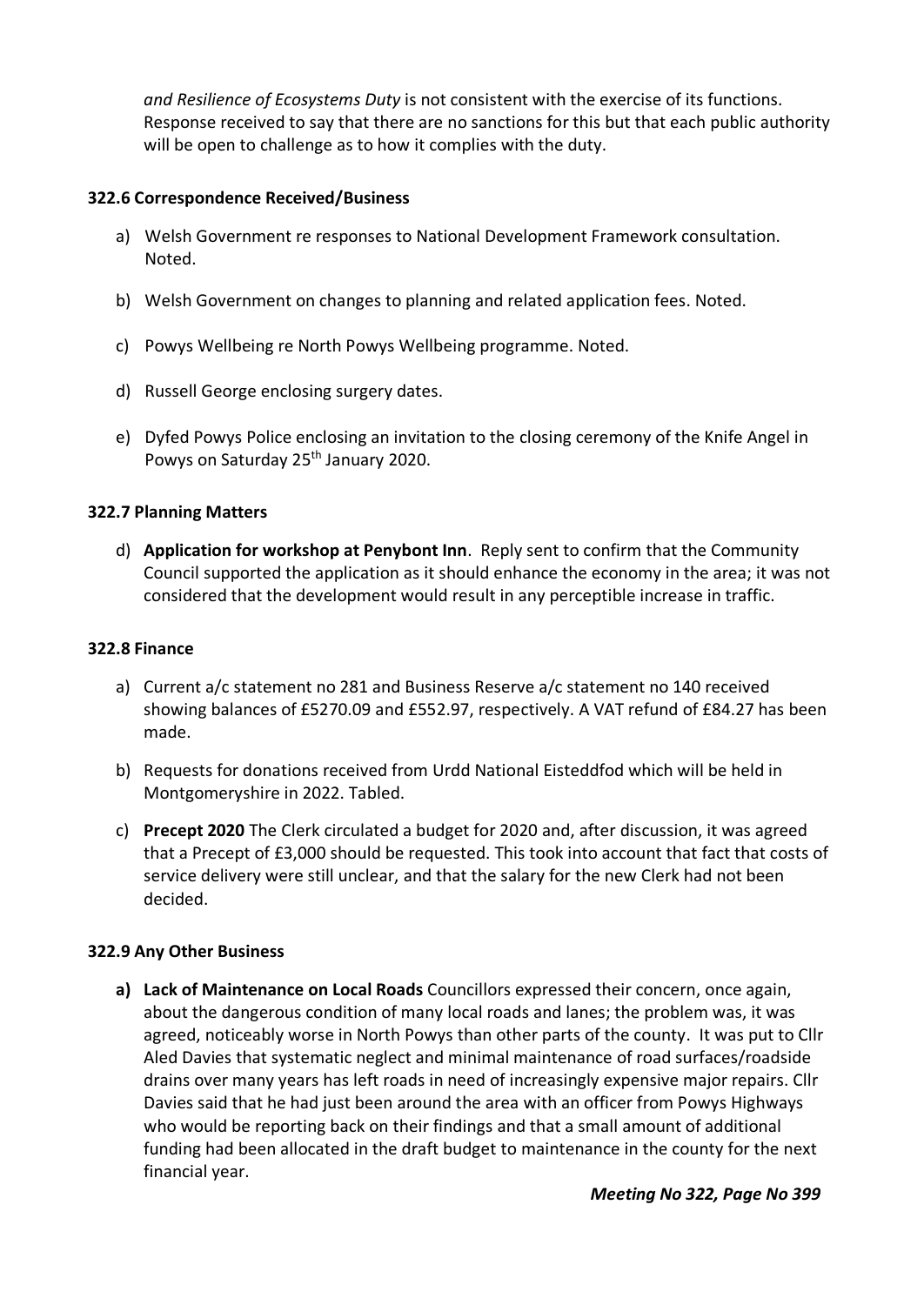*and Resilience of Ecosystems Duty* is not consistent with the exercise of its functions. Response received to say that there are no sanctions for this but that each public authority will be open to challenge as to how it complies with the duty.

**322.6 Correspondence Received/Business**

a) Welsh Government re responses to National Development Framework consultation. Noted.

b) Welsh Government on changes to planning and related application fees. Noted.

c) Powys Wellbeing re North Powys Wellbeing programme. Noted.

d) Russell George enclosing surgery dates.

e) Dyfed Powys Police enclosing an invitation to the closing ceremony of the Knife Angel in Powys on Saturday 25th January 2020.

**322.7 Planning Matters**

d) **Application for workshop at Penybont Inn**. Reply sent to confirm that the Community Council supported the application as it should enhance the economy in the area; it was not considered that the development would result in any perceptible increase in traffic.

**322.8 Finance**

a) Current a/c statement no 281 and Business Reserve a/c statement no 140 received showing balances of £5270.09 and £552.97, respectively. A VAT refund of £84.27 has been made.

b) Requests for donations received from Urdd National Eisteddfod which will be held in Montgomeryshire in 2022. Tabled.

c) **Precept 2020** The Clerk circulated a budget for 2020 and, after discussion, it was agreed that a Precept of £3,000 should be requested. This took into account that fact that costs of service delivery were still unclear, and that the salary for the new Clerk had not been decided.

**322.9 Any Other Business**

**a) Lack of Maintenance on Local Roads** Councillors expressed their concern, once again, about the dangerous condition of many local roads and lanes; the problem was, it was agreed, noticeably worse in North Powys than other parts of the county. It was put to Cllr Aled Davies that systematic neglect and minimal maintenance of road surfaces/roadside drains over many years has left roads in need of increasingly expensive major repairs. Cllr Davies said that he had just been around the area with an officer from Powys Highways who would be reporting back on their findings and that a small amount of additional funding had been allocated in the draft budget to maintenance in the county for the next financial year.

***Meeting No 322, Page No 399***